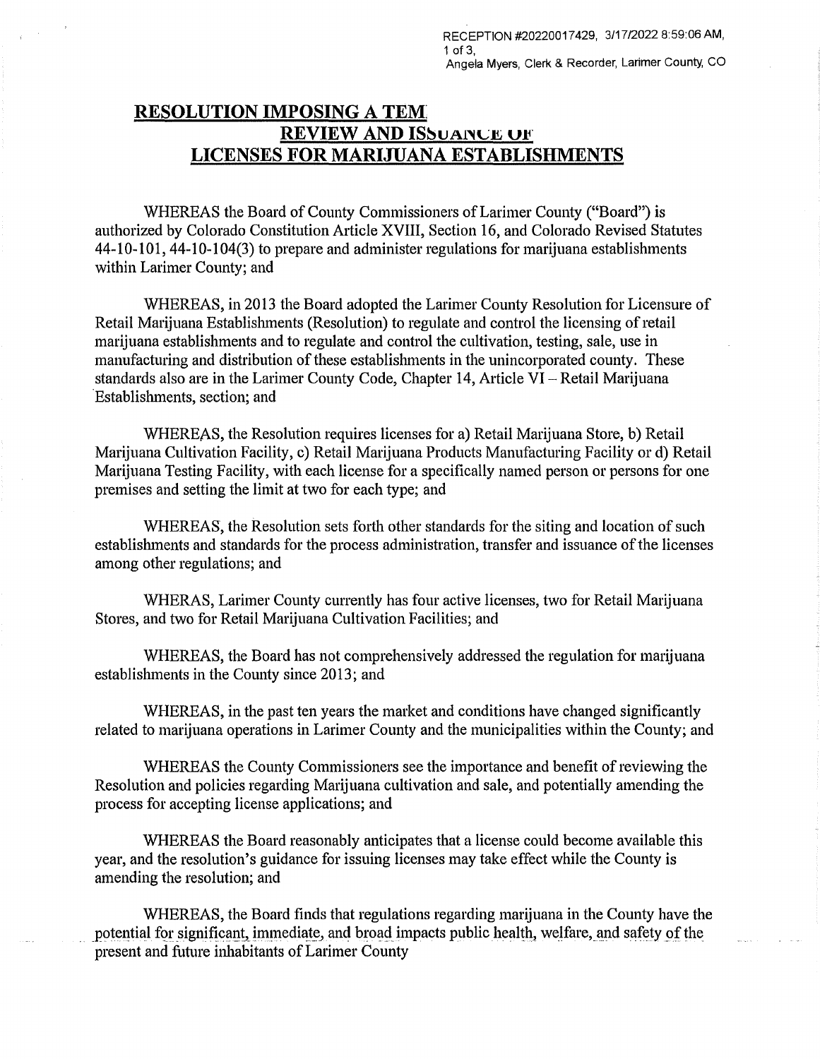RECEPTION #20220017429, 3/17/2022 8:59:06 AM, Angela Myers, Clerk & Recorder, Larimer County, CO

# RESOLUTION IMPOSING A TEM REVIEW AND ISSUANCE OF LICENSES FOR MARIJUANA ESTABLISHMENTS

WHEREAS the Board of County Commissioners of Larimer County ("Board") is authorized by Colorado Constitution Article XVIII, Section 16, and Colorado Revised Statutes 44-10-101, 44-10-104(3) to prepare and administer regulations for marijuana establishments within Larimer County; and

WHEREAS, in 2013 the Board adopted the Larimer County Resolution for Licensure of Retail Marijuana Establishments (Resolution) to regulate and control the licensing of retail marijuana establishments and to regulate and control the cultivation, testing, sale, use in manufacturing and distribution of these establishments in the unincorporated county. These standards also are in the Larimer County Code, Chapter 14, Article VI – Retail Marijuana Establishments, section; and

WHEREAS, the Resolution requires licenses for a) Retail Marijuana Store, b) Retail Marijuana Cultivation Facility, c) Retail Marijuana Products Manufacturing Facility or d) Retail Marijuana Testing Facility, with each license for a specifically named person or persons for one premises and setting the limit at two for each type; and

WHEREAS, the Resolution sets forth other standards for the siting and location of such establishments and standards for the process administration, transfer and issuance of the licenses among other regulations; and

WHERAS, Larimer County currently has four active licenses, two for Retail Marijuana Stores, and two for Retail Marijuana Cultivation Facilities; and

WHEREAS, the Board has not comprehensively addressed the regulation for marijuana establishments in the County since 2013; and

WHEREAS, in the past ten years the market and conditions have changed significantly related to marijuana operations in Larimer County and the municipalities within the County; and

WHEREAS the County Commissioners see the importance and benefit of reviewing the Resolution and policies regarding Marijuana cultivation and sale, and potentially amending the process for accepting license applications; and

WHEREAS the Board reasonably anticipates that a license could become available this year, and the resolution's guidance for issuing licenses may take effect while the County is amending the resolution; and

WHEREAS, the Board finds that regulations regarding marijuana in the County have the potential for significant, immediate, and broad impacts public health, welfare, and safety of the present and future inhabitants of Larimer County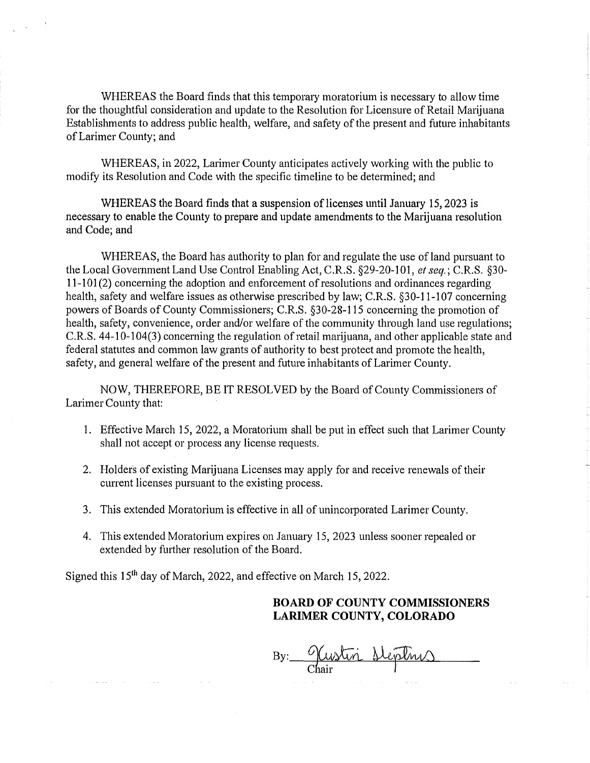WHEREAS the Board finds that this temporary moratorium is necessary to allow time for the thoughtful consideration and update to the Resolution for Licensure of Retail Marijuana Establishments to address public health, welfare, and safety of the present and future inhabitants of Larimer County; and

WHEREAS, in 2022, Larimer County anticipates actively working with the public to modify its Resolution and Code with the specific timeline to be determined; and

WHEREAS the Board finds that a suspension of licenses until January 15, 2023 is necessary to enable the County to prepare and update amendments to the Marijuana resolution and Code; and

WHEREAS, the Board has authority to plan for and regulate the use of land pursuant to the Local Government Land Use Control Enabling Act, C.R.S. §29-20-101, *et seq.*; C.R.S. §30-11-101(2) concerning the adoption and enforcement of resolutions and ordinances regarding health, safety and welfare issues as otherwise prescribed by law; C.R.S. §30-11-107 concerning powers of Boards of County Commissioners; C.R.S. §30-28-115 concerning the promotion of health, safety, convenience, order and/or welfare of the community through land use regulations; C.R.S. 44-10-104(3) concerning the regulation of retail marijuana, and other applicable state and federal statutes and common law grants of authority to best protect and promote the health, safety, and general welfare of the present and future inhabitants of Larimer County.

NOW, THEREFORE, BE IT RESOLVED by the Board of County Commissioners of Larimer County that:

1. Effective March 15, 2022, a Moratorium shall be put in effect such that Larimer County shall not accept or process any license requests.
2. Holders of existing Marijuana Licenses may apply for and receive renewals of their current licenses pursuant to the existing process.
3. This extended Moratorium is effective in all of unincorporated Larimer County.
4. This extended Moratorium expires on January 15, 2023 unless sooner repealed or extended by further resolution of the Board.

Signed this 15th day of March, 2022, and effective on March 15, 2022.

**BOARD OF COUNTY COMMISSIONERS**
**LARIMER COUNTY, COLORADO**

By: Kristin Stephens
Chair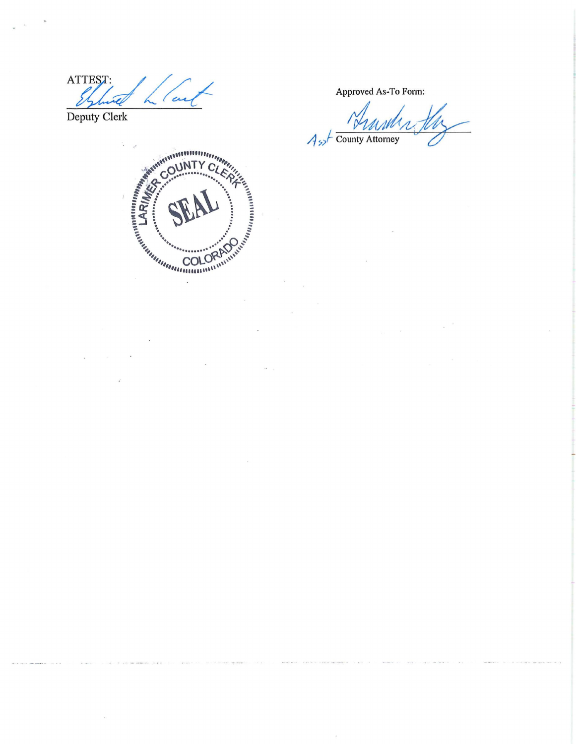ATTEST:

Deputy Clerk

LARIMER COUNTY CLERK SEAL COLORADO

Approved As-To Form:

Asst County Attorney